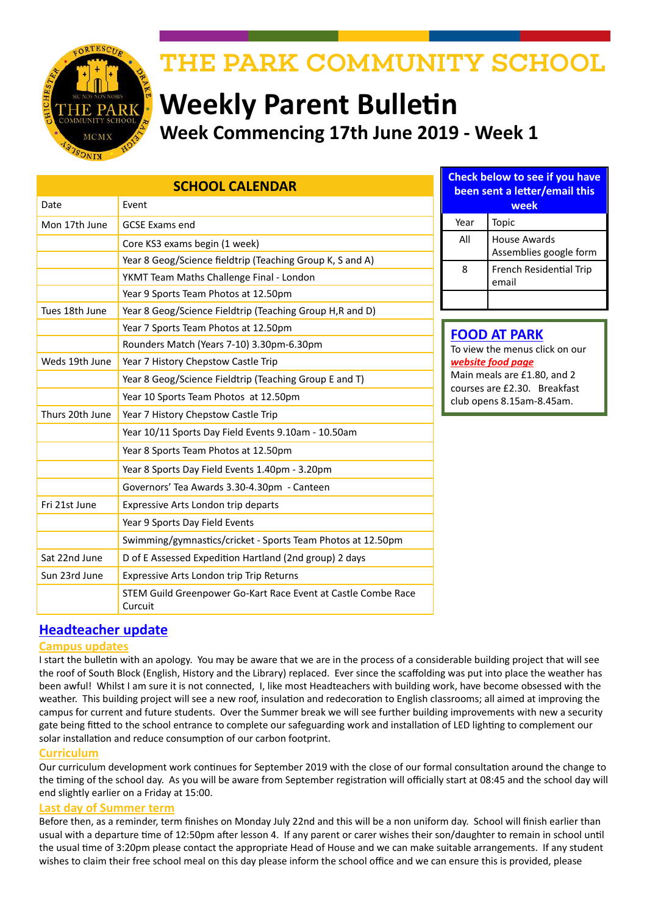# THE PARK COMMUNITY SCHOOL

# Weekly Parent Bulletin

## Week Commencing 17th June 2019 - Week 1

### SCHOOL CALENDAR

| Date | Event |
| --- | --- |
| Mon 17th June | GCSE Exams end |
| | Core KS3 exams begin (1 week) |
| | Year 8 Geog/Science fieldtrip (Teaching Group K, S and A) |
| | YKMT Team Maths Challenge Final - London |
| | Year 9 Sports Team Photos at 12.50pm |
| Tues 18th June | Year 8 Geog/Science Fieldtrip (Teaching Group H,R and D) |
| | Year 7 Sports Team Photos at 12.50pm |
| | Rounders Match (Years 7-10) 3.30pm-6.30pm |
| Weds 19th June | Year 7 History Chepstow Castle Trip |
| | Year 8 Geog/Science Fieldtrip (Teaching Group E and T) |
| | Year 10 Sports Team Photos at 12.50pm |
| Thurs 20th June | Year 7 History Chepstow Castle Trip |
| | Year 10/11 Sports Day Field Events 9.10am - 10.50am |
| | Year 8 Sports Team Photos at 12.50pm |
| | Year 8 Sports Day Field Events 1.40pm - 3.20pm |
| | Governors' Tea Awards 3.30-4.30pm - Canteen |
| Fri 21st June | Expressive Arts London trip departs |
| | Year 9 Sports Day Field Events |
| | Swimming/gymnastics/cricket - Sports Team Photos at 12.50pm |
| Sat 22nd June | D of E Assessed Expedition Hartland (2nd group) 2 days |
| Sun 23rd June | Expressive Arts London trip Trip Returns |
| | STEM Guild Greenpower Go-Kart Race Event at Castle Combe Race Curcuit |

### Check below to see if you have been sent a letter/email this week

| Year | Topic |
| --- | --- |
| All | House Awards Assemblies google form |
| 8 | French Residential Trip email |
| | |

### FOOD AT PARK

To view the menus click on our ***website food page***

Main meals are £1.80, and 2 courses are £2.30. Breakfast club opens 8.15am-8.45am.

## Headteacher update

### Campus updates

I start the bulletin with an apology. You may be aware that we are in the process of a considerable building project that will see the roof of South Block (English, History and the Library) replaced. Ever since the scaffolding was put into place the weather has been awful! Whilst I am sure it is not connected, I, like most Headteachers with building work, have become obsessed with the weather. This building project will see a new roof, insulation and redecoration to English classrooms; all aimed at improving the campus for current and future students. Over the Summer break we will see further building improvements with new a security gate being fitted to the school entrance to complete our safeguarding work and installation of LED lighting to complement our solar installation and reduce consumption of our carbon footprint.

### Curriculum

Our curriculum development work continues for September 2019 with the close of our formal consultation around the change to the timing of the school day. As you will be aware from September registration will officially start at 08:45 and the school day will end slightly earlier on a Friday at 15:00.

### Last day of Summer term

Before then, as a reminder, term finishes on Monday July 22nd and this will be a non uniform day. School will finish earlier than usual with a departure time of 12:50pm after lesson 4. If any parent or carer wishes their son/daughter to remain in school until the usual time of 3:20pm please contact the appropriate Head of House and we can make suitable arrangements. If any student wishes to claim their free school meal on this day please inform the school office and we can ensure this is provided, please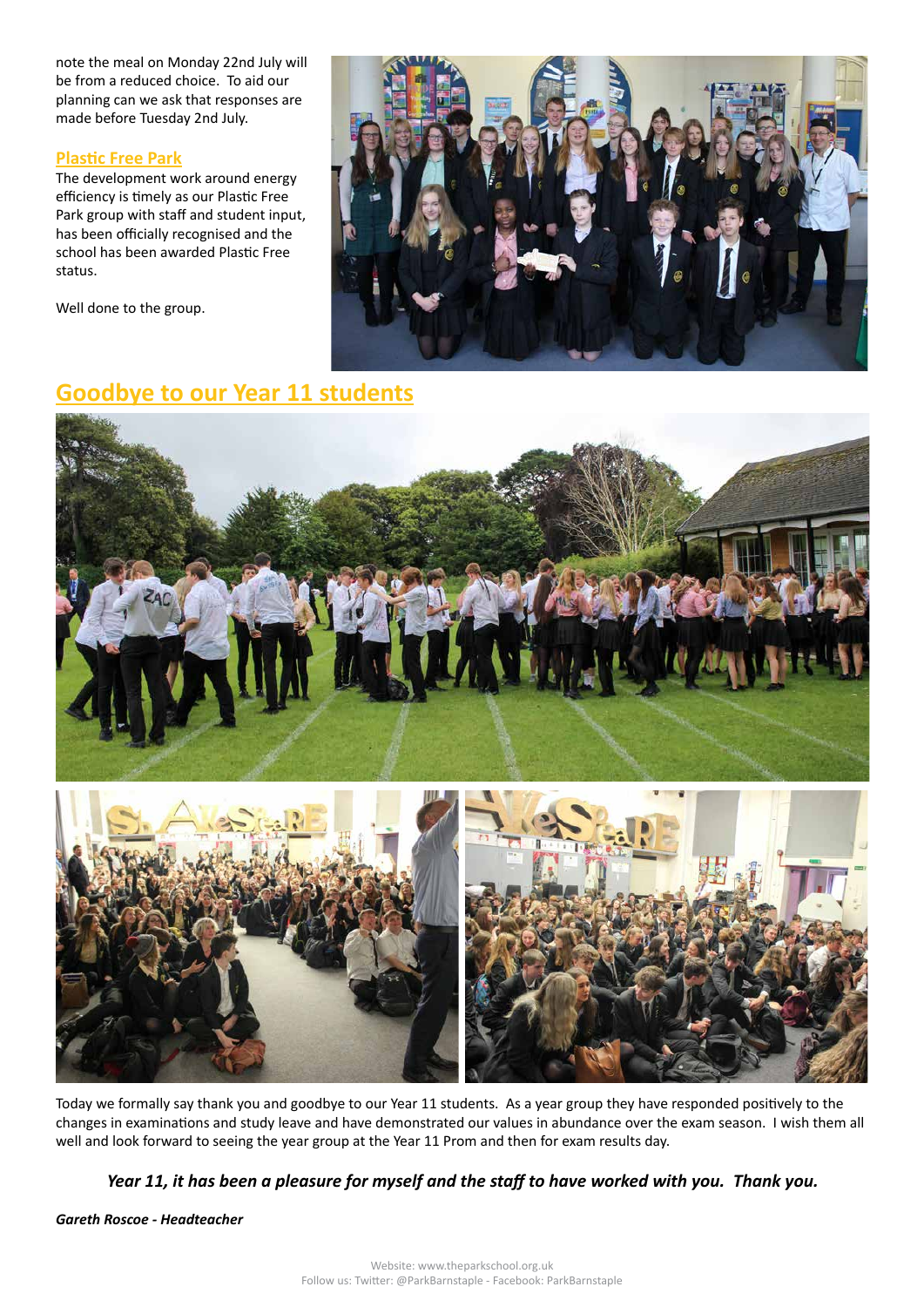note the meal on Monday 22nd July will be from a reduced choice. To aid our planning can we ask that responses are made before Tuesday 2nd July.

### Plastic Free Park

The development work around energy efficiency is timely as our Plastic Free Park group with staff and student input, has been officially recognised and the school has been awarded Plastic Free status.

Well done to the group.

## Goodbye to our Year 11 students

Today we formally say thank you and goodbye to our Year 11 students. As a year group they have responded positively to the changes in examinations and study leave and have demonstrated our values in abundance over the exam season. I wish them all well and look forward to seeing the year group at the Year 11 Prom and then for exam results day.

***Year 11, it has been a pleasure for myself and the staff to have worked with you. Thank you.***

***Gareth Roscoe - Headteacher***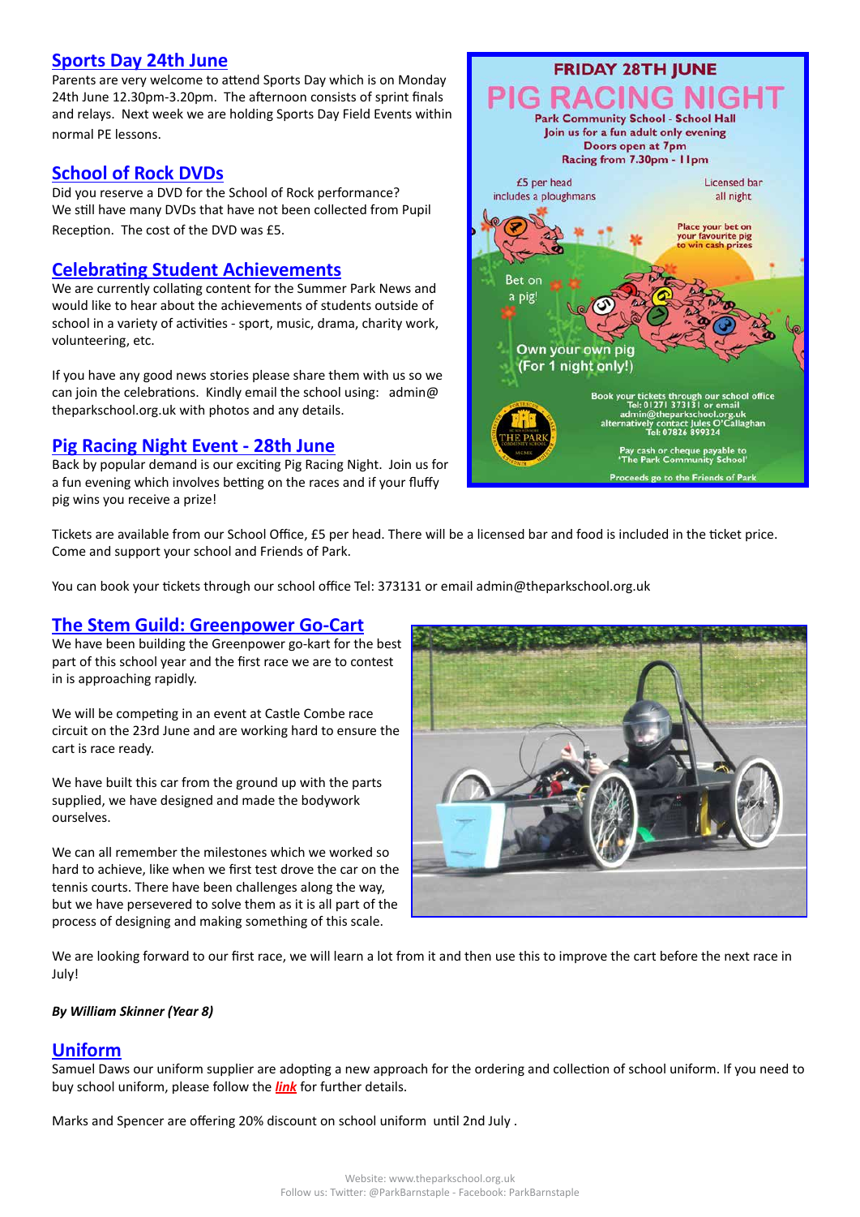## Sports Day 24th June

Parents are very welcome to attend Sports Day which is on Monday 24th June 12.30pm-3.20pm. The afternoon consists of sprint finals and relays. Next week we are holding Sports Day Field Events within normal PE lessons.

## School of Rock DVDs

Did you reserve a DVD for the School of Rock performance? We still have many DVDs that have not been collected from Pupil Reception. The cost of the DVD was £5.

## Celebrating Student Achievements

We are currently collating content for the Summer Park News and would like to hear about the achievements of students outside of school in a variety of activities - sport, music, drama, charity work, volunteering, etc.

If you have any good news stories please share them with us so we can join the celebrations. Kindly email the school using: admin@theparkschool.org.uk with photos and any details.

## Pig Racing Night Event - 28th June

Back by popular demand is our exciting Pig Racing Night. Join us for a fun evening which involves betting on the races and if your fluffy pig wins you receive a prize!

Tickets are available from our School Office, £5 per head. There will be a licensed bar and food is included in the ticket price. Come and support your school and Friends of Park.

You can book your tickets through our school office Tel: 373131 or email admin@theparkschool.org.uk

## The Stem Guild: Greenpower Go-Cart

We have been building the Greenpower go-kart for the best part of this school year and the first race we are to contest in is approaching rapidly.

We will be competing in an event at Castle Combe race circuit on the 23rd June and are working hard to ensure the cart is race ready.

We have built this car from the ground up with the parts supplied, we have designed and made the bodywork ourselves.

We can all remember the milestones which we worked so hard to achieve, like when we first test drove the car on the tennis courts. There have been challenges along the way, but we have persevered to solve them as it is all part of the process of designing and making something of this scale.

We are looking forward to our first race, we will learn a lot from it and then use this to improve the cart before the next race in July!

***By William Skinner (Year 8)***

## Uniform

Samuel Daws our uniform supplier are adopting a new approach for the ordering and collection of school uniform. If you need to buy school uniform, please follow the ***link*** for further details.

Marks and Spencer are offering 20% discount on school uniform until 2nd July .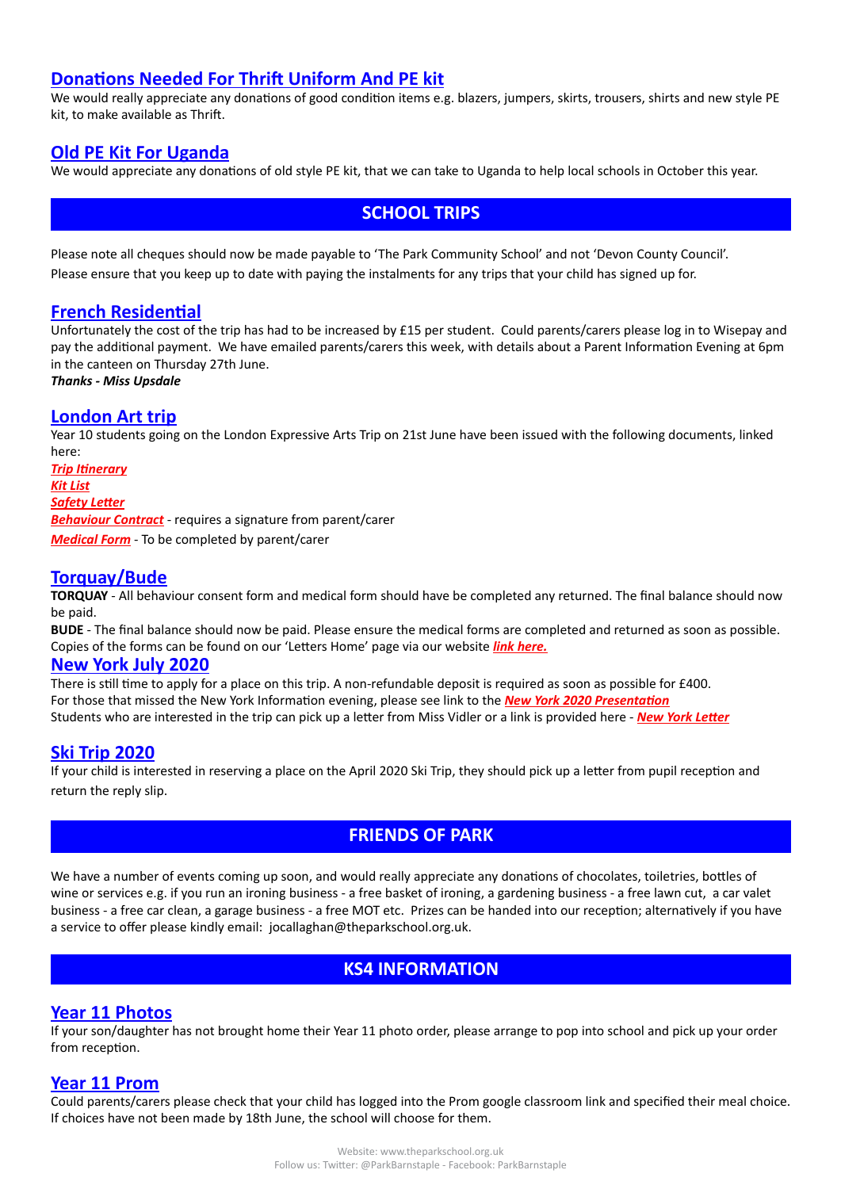## Donations Needed For Thrift Uniform And PE kit

We would really appreciate any donations of good condition items e.g. blazers, jumpers, skirts, trousers, shirts and new style PE kit, to make available as Thrift.

## Old PE Kit For Uganda

We would appreciate any donations of old style PE kit, that we can take to Uganda to help local schools in October this year.

# SCHOOL TRIPS

Please note all cheques should now be made payable to 'The Park Community School' and not 'Devon County Council'.

Please ensure that you keep up to date with paying the instalments for any trips that your child has signed up for.

## French Residential

Unfortunately the cost of the trip has had to be increased by £15 per student. Could parents/carers please log in to Wisepay and pay the additional payment. We have emailed parents/carers this week, with details about a Parent Information Evening at 6pm in the canteen on Thursday 27th June.

***Thanks - Miss Upsdale***

## London Art trip

Year 10 students going on the London Expressive Arts Trip on 21st June have been issued with the following documents, linked here:

***Trip Itinerary***
***Kit List***
***Safety Letter***
***Behaviour Contract*** - requires a signature from parent/carer
***Medical Form*** - To be completed by parent/carer

## Torquay/Bude

**TORQUAY** - All behaviour consent form and medical form should have be completed any returned. The final balance should now be paid.

**BUDE** - The final balance should now be paid. Please ensure the medical forms are completed and returned as soon as possible. Copies of the forms can be found on our 'Letters Home' page via our website ***link here.***

## New York July 2020

There is still time to apply for a place on this trip. A non-refundable deposit is required as soon as possible for £400.
For those that missed the New York Information evening, please see link to the ***New York 2020 Presentation***
Students who are interested in the trip can pick up a letter from Miss Vidler or a link is provided here - ***New York Letter***

## Ski Trip 2020

If your child is interested in reserving a place on the April 2020 Ski Trip, they should pick up a letter from pupil reception and return the reply slip.

# FRIENDS OF PARK

We have a number of events coming up soon, and would really appreciate any donations of chocolates, toiletries, bottles of wine or services e.g. if you run an ironing business - a free basket of ironing, a gardening business - a free lawn cut, a car valet business - a free car clean, a garage business - a free MOT etc. Prizes can be handed into our reception; alternatively if you have a service to offer please kindly email: jocallaghan@theparkschool.org.uk.

# KS4 INFORMATION

## Year 11 Photos

If your son/daughter has not brought home their Year 11 photo order, please arrange to pop into school and pick up your order from reception.

## Year 11 Prom

Could parents/carers please check that your child has logged into the Prom google classroom link and specified their meal choice. If choices have not been made by 18th June, the school will choose for them.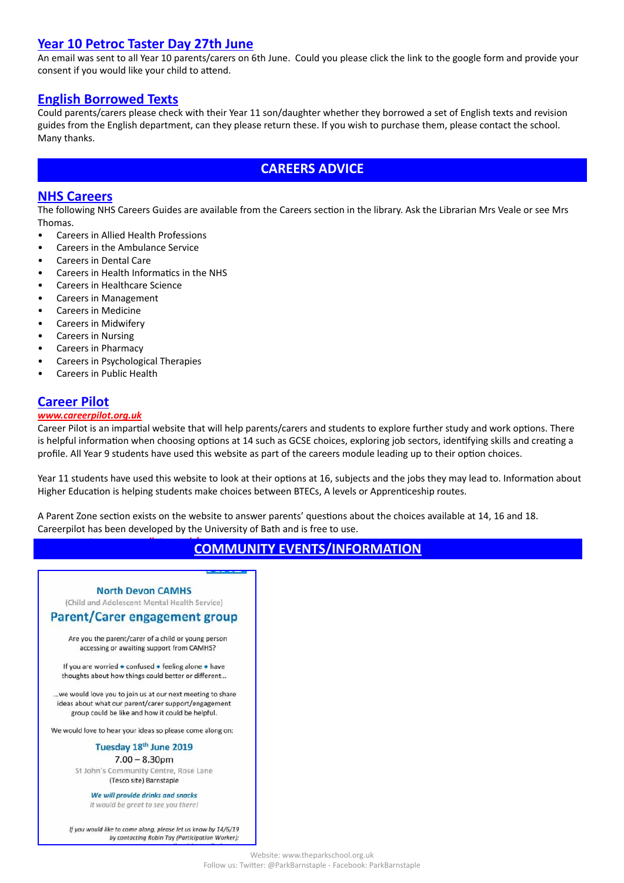## Year 10 Petroc Taster Day 27th June

An email was sent to all Year 10 parents/carers on 6th June. Could you please click the link to the google form and provide your consent if you would like your child to attend.

## English Borrowed Texts

Could parents/carers please check with their Year 11 son/daughter whether they borrowed a set of English texts and revision guides from the English department, can they please return these. If you wish to purchase them, please contact the school. Many thanks.

# CAREERS ADVICE

## NHS Careers

The following NHS Careers Guides are available from the Careers section in the library. Ask the Librarian Mrs Veale or see Mrs Thomas.

- Careers in Allied Health Professions
- Careers in the Ambulance Service
- Careers in Dental Care
- Careers in Health Informatics in the NHS
- Careers in Healthcare Science
- Careers in Management
- Careers in Medicine
- Careers in Midwifery
- Careers in Nursing
- Careers in Pharmacy
- Careers in Psychological Therapies
- Careers in Public Health

## Career Pilot

*www.careerpilot.org.uk*

Career Pilot is an impartial website that will help parents/carers and students to explore further study and work options. There is helpful information when choosing options at 14 such as GCSE choices, exploring job sectors, identifying skills and creating a profile. All Year 9 students have used this website as part of the careers module leading up to their option choices.

Year 11 students have used this website to look at their options at 16, subjects and the jobs they may lead to. Information about Higher Education is helping students make choices between BTECs, A levels or Apprenticeship routes.

A Parent Zone section exists on the website to answer parents' questions about the choices available at 14, 16 and 18. Careerpilot has been developed by the University of Bath and is free to use.

# COMMUNITY EVENTS/INFORMATION

**North Devon CAMHS**

(Child and Adolescent Mental Health Service)

**Parent/Carer engagement group**

Are you the parent/carer of a child or young person accessing or awaiting support from CAMHS?

If you are worried • confused • feeling alone • have thoughts about how things could better or different...

...we would love you to join us at our next meeting to share ideas about what our parent/carer support/engagement group could be like and how it could be helpful.

We would love to hear your ideas so please come along on:

**Tuesday 18th June 2019**

7.00 – 8.30pm

St John's Community Centre, Rose Lane (Tesco site) Barnstaple

*We will provide drinks and snacks*

*It would be great to see you there!*

*If you would like to come along, please let us know by 14/6/19 by contacting Robin Tay (Participation Worker):*